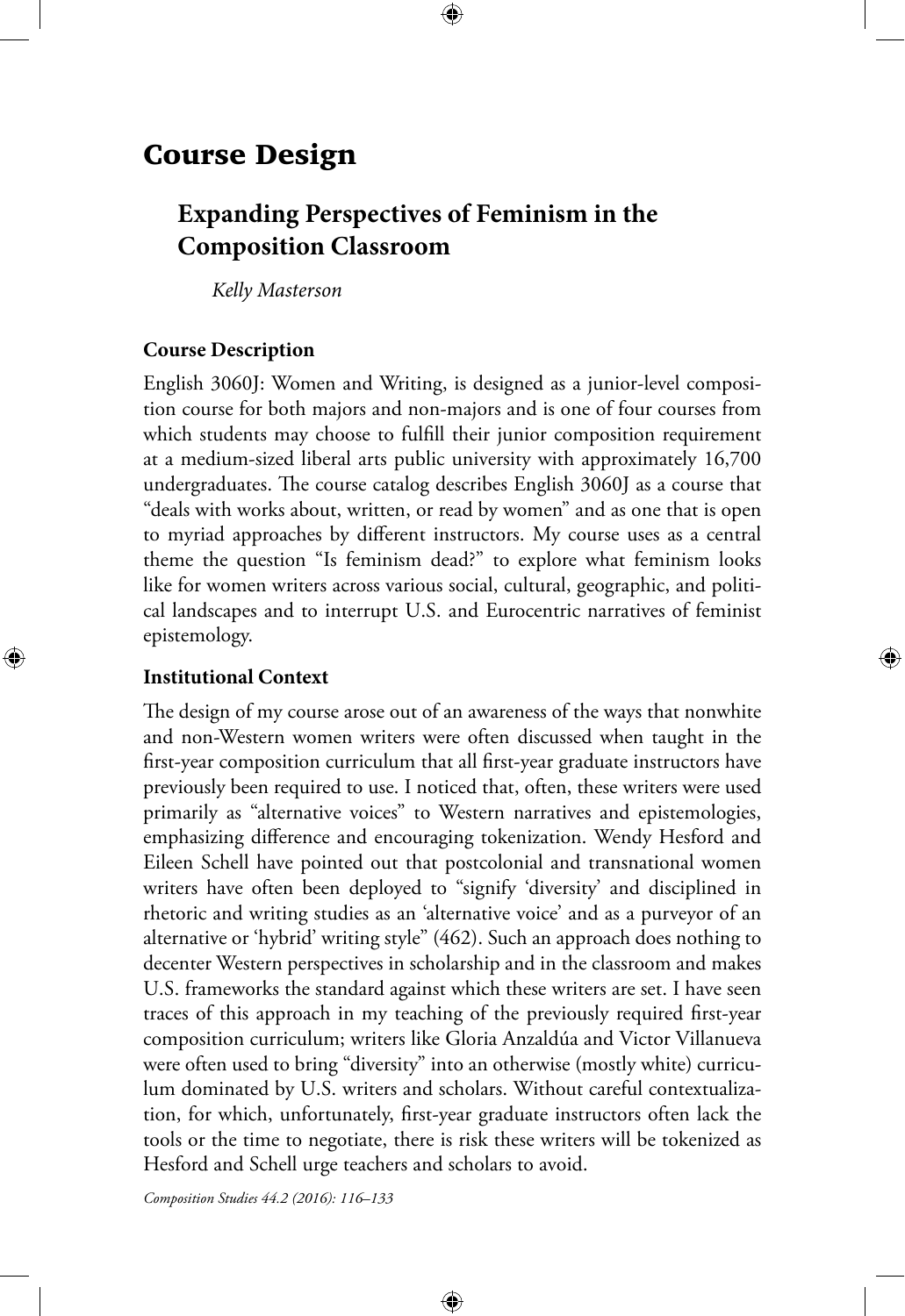# Course Design

## Expanding Perspectives of Feminism in the Composition Classroom

*Kelly Masterson*

### Course Description

English 3060J: Women and Writing, is designed as a junior-level composition course for both majors and non-majors and is one of four courses from which students may choose to fulfill their junior composition requirement at a medium-sized liberal arts public university with approximately 16,700 undergraduates. The course catalog describes English 3060J as a course that "deals with works about, written, or read by women" and as one that is open to myriad approaches by different instructors. My course uses as a central theme the question "Is feminism dead?" to explore what feminism looks like for women writers across various social, cultural, geographic, and political landscapes and to interrupt U.S. and Eurocentric narratives of feminist epistemology.

### Institutional Context

The design of my course arose out of an awareness of the ways that nonwhite and non-Western women writers were often discussed when taught in the first-year composition curriculum that all first-year graduate instructors have previously been required to use. I noticed that, often, these writers were used primarily as "alternative voices" to Western narratives and epistemologies, emphasizing difference and encouraging tokenization. Wendy Hesford and Eileen Schell have pointed out that postcolonial and transnational women writers have often been deployed to "signify 'diversity' and disciplined in rhetoric and writing studies as an 'alternative voice' and as a purveyor of an alternative or 'hybrid' writing style" (462). Such an approach does nothing to decenter Western perspectives in scholarship and in the classroom and makes U.S. frameworks the standard against which these writers are set. I have seen traces of this approach in my teaching of the previously required first-year composition curriculum; writers like Gloria Anzaldúa and Victor Villanueva were often used to bring "diversity" into an otherwise (mostly white) curriculum dominated by U.S. writers and scholars. Without careful contextualization, for which, unfortunately, first-year graduate instructors often lack the tools or the time to negotiate, there is risk these writers will be tokenized as Hesford and Schell urge teachers and scholars to avoid.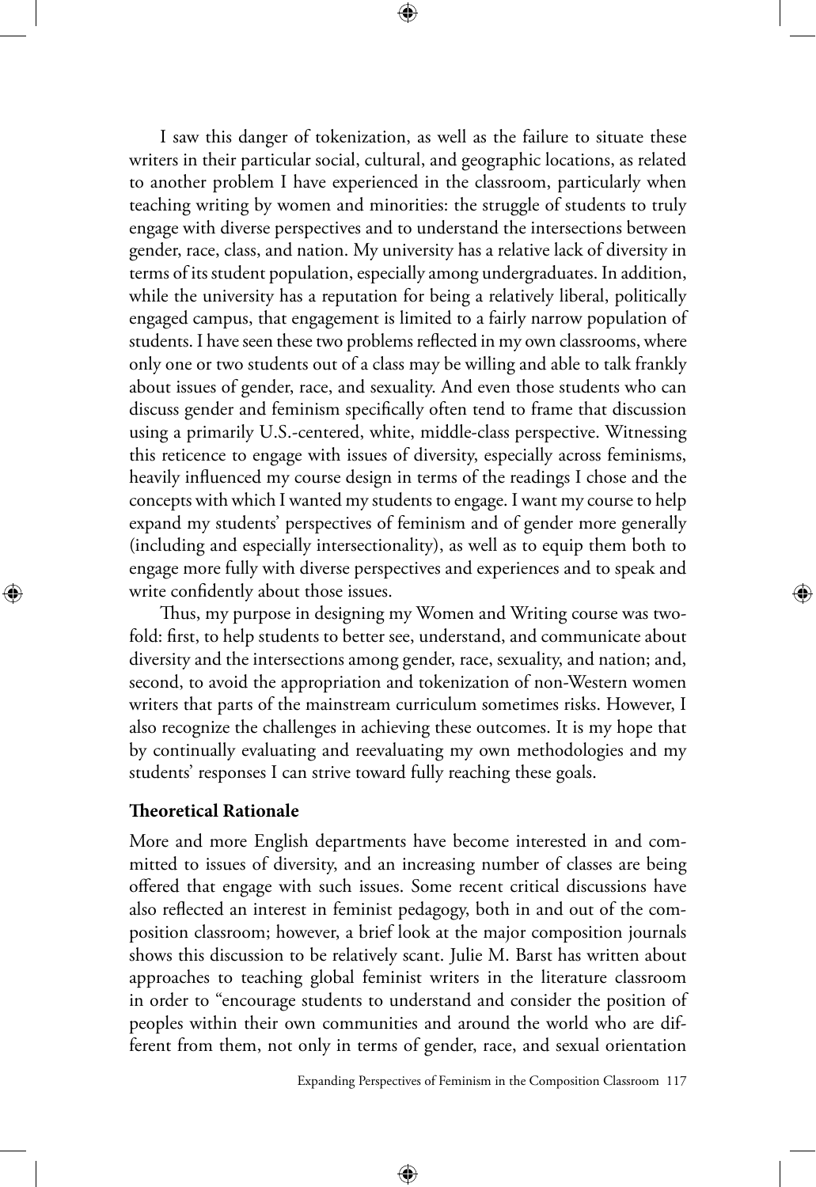I saw this danger of tokenization, as well as the failure to situate these writers in their particular social, cultural, and geographic locations, as related to another problem I have experienced in the classroom, particularly when teaching writing by women and minorities: the struggle of students to truly engage with diverse perspectives and to understand the intersections between gender, race, class, and nation. My university has a relative lack of diversity in terms of its student population, especially among undergraduates. In addition, while the university has a reputation for being a relatively liberal, politically engaged campus, that engagement is limited to a fairly narrow population of students. I have seen these two problems reflected in my own classrooms, where only one or two students out of a class may be willing and able to talk frankly about issues of gender, race, and sexuality. And even those students who can discuss gender and feminism specifically often tend to frame that discussion using a primarily U.S.-centered, white, middle-class perspective. Witnessing this reticence to engage with issues of diversity, especially across feminisms, heavily influenced my course design in terms of the readings I chose and the concepts with which I wanted my students to engage. I want my course to help expand my students' perspectives of feminism and of gender more generally (including and especially intersectionality), as well as to equip them both to engage more fully with diverse perspectives and experiences and to speak and write confidently about those issues.

Thus, my purpose in designing my Women and Writing course was twofold: first, to help students to better see, understand, and communicate about diversity and the intersections among gender, race, sexuality, and nation; and, second, to avoid the appropriation and tokenization of non-Western women writers that parts of the mainstream curriculum sometimes risks. However, I also recognize the challenges in achieving these outcomes. It is my hope that by continually evaluating and reevaluating my own methodologies and my students' responses I can strive toward fully reaching these goals.

**Theoretical Rationale**

More and more English departments have become interested in and committed to issues of diversity, and an increasing number of classes are being offered that engage with such issues. Some recent critical discussions have also reflected an interest in feminist pedagogy, both in and out of the composition classroom; however, a brief look at the major composition journals shows this discussion to be relatively scant. Julie M. Barst has written about approaches to teaching global feminist writers in the literature classroom in order to "encourage students to understand and consider the position of peoples within their own communities and around the world who are different from them, not only in terms of gender, race, and sexual orientation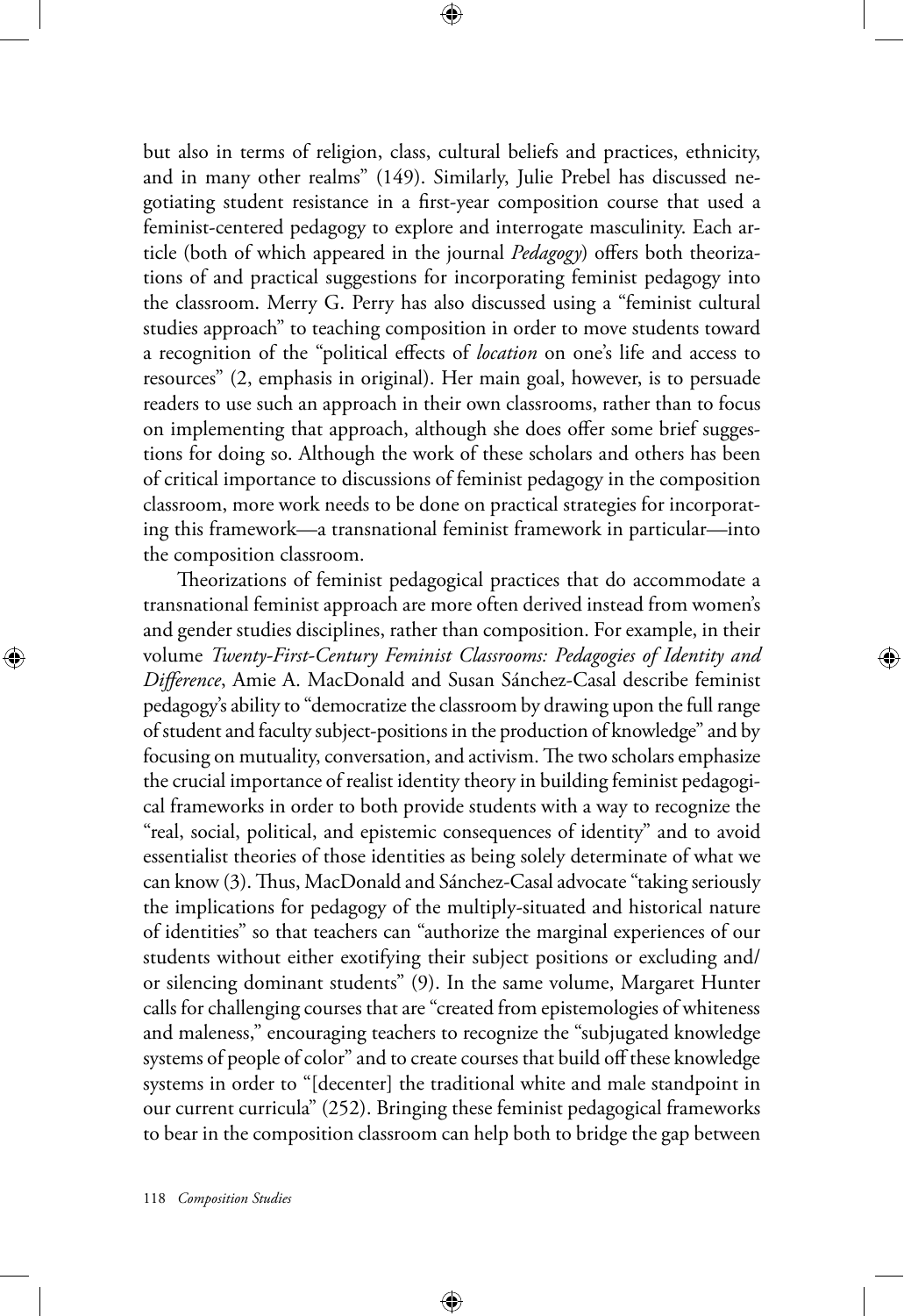but also in terms of religion, class, cultural beliefs and practices, ethnicity, and in many other realms" (149). Similarly, Julie Prebel has discussed negotiating student resistance in a first-year composition course that used a feminist-centered pedagogy to explore and interrogate masculinity. Each article (both of which appeared in the journal *Pedagogy*) offers both theorizations of and practical suggestions for incorporating feminist pedagogy into the classroom. Merry G. Perry has also discussed using a "feminist cultural studies approach" to teaching composition in order to move students toward a recognition of the "political effects of *location* on one's life and access to resources" (2, emphasis in original). Her main goal, however, is to persuade readers to use such an approach in their own classrooms, rather than to focus on implementing that approach, although she does offer some brief suggestions for doing so. Although the work of these scholars and others has been of critical importance to discussions of feminist pedagogy in the composition classroom, more work needs to be done on practical strategies for incorporating this framework—a transnational feminist framework in particular—into the composition classroom.

Theorizations of feminist pedagogical practices that do accommodate a transnational feminist approach are more often derived instead from women's and gender studies disciplines, rather than composition. For example, in their volume *Twenty-First-Century Feminist Classrooms: Pedagogies of Identity and Difference*, Amie A. MacDonald and Susan Sánchez-Casal describe feminist pedagogy's ability to "democratize the classroom by drawing upon the full range of student and faculty subject-positions in the production of knowledge" and by focusing on mutuality, conversation, and activism. The two scholars emphasize the crucial importance of realist identity theory in building feminist pedagogical frameworks in order to both provide students with a way to recognize the "real, social, political, and epistemic consequences of identity" and to avoid essentialist theories of those identities as being solely determinate of what we can know (3). Thus, MacDonald and Sánchez-Casal advocate "taking seriously the implications for pedagogy of the multiply-situated and historical nature of identities" so that teachers can "authorize the marginal experiences of our students without either exotifying their subject positions or excluding and/or silencing dominant students" (9). In the same volume, Margaret Hunter calls for challenging courses that are "created from epistemologies of whiteness and maleness," encouraging teachers to recognize the "subjugated knowledge systems of people of color" and to create courses that build off these knowledge systems in order to "[decenter] the traditional white and male standpoint in our current curricula" (252). Bringing these feminist pedagogical frameworks to bear in the composition classroom can help both to bridge the gap between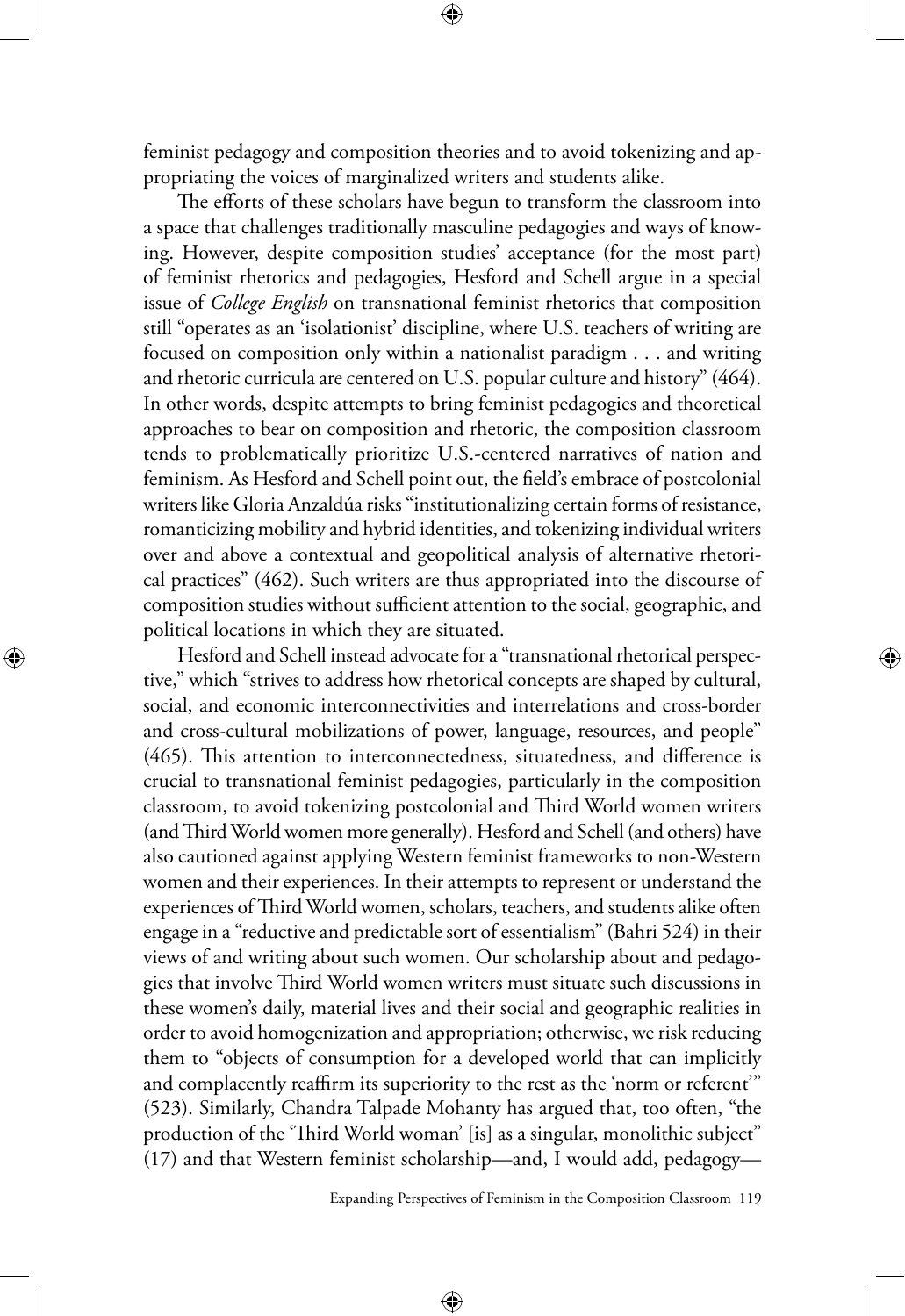feminist pedagogy and composition theories and to avoid tokenizing and appropriating the voices of marginalized writers and students alike.

The efforts of these scholars have begun to transform the classroom into a space that challenges traditionally masculine pedagogies and ways of knowing. However, despite composition studies' acceptance (for the most part) of feminist rhetorics and pedagogies, Hesford and Schell argue in a special issue of *College English* on transnational feminist rhetorics that composition still "operates as an 'isolationist' discipline, where U.S. teachers of writing are focused on composition only within a nationalist paradigm . . . and writing and rhetoric curricula are centered on U.S. popular culture and history" (464). In other words, despite attempts to bring feminist pedagogies and theoretical approaches to bear on composition and rhetoric, the composition classroom tends to problematically prioritize U.S.-centered narratives of nation and feminism. As Hesford and Schell point out, the field's embrace of postcolonial writers like Gloria Anzaldúa risks "institutionalizing certain forms of resistance, romanticizing mobility and hybrid identities, and tokenizing individual writers over and above a contextual and geopolitical analysis of alternative rhetorical practices" (462). Such writers are thus appropriated into the discourse of composition studies without sufficient attention to the social, geographic, and political locations in which they are situated.

Hesford and Schell instead advocate for a "transnational rhetorical perspective," which "strives to address how rhetorical concepts are shaped by cultural, social, and economic interconnectivities and interrelations and cross-border and cross-cultural mobilizations of power, language, resources, and people" (465). This attention to interconnectedness, situatedness, and difference is crucial to transnational feminist pedagogies, particularly in the composition classroom, to avoid tokenizing postcolonial and Third World women writers (and Third World women more generally). Hesford and Schell (and others) have also cautioned against applying Western feminist frameworks to non-Western women and their experiences. In their attempts to represent or understand the experiences of Third World women, scholars, teachers, and students alike often engage in a "reductive and predictable sort of essentialism" (Bahri 524) in their views of and writing about such women. Our scholarship about and pedagogies that involve Third World women writers must situate such discussions in these women's daily, material lives and their social and geographic realities in order to avoid homogenization and appropriation; otherwise, we risk reducing them to "objects of consumption for a developed world that can implicitly and complacently reaffirm its superiority to the rest as the 'norm or referent'" (523). Similarly, Chandra Talpade Mohanty has argued that, too often, "the production of the 'Third World woman' [is] as a singular, monolithic subject" (17) and that Western feminist scholarship—and, I would add, pedagogy—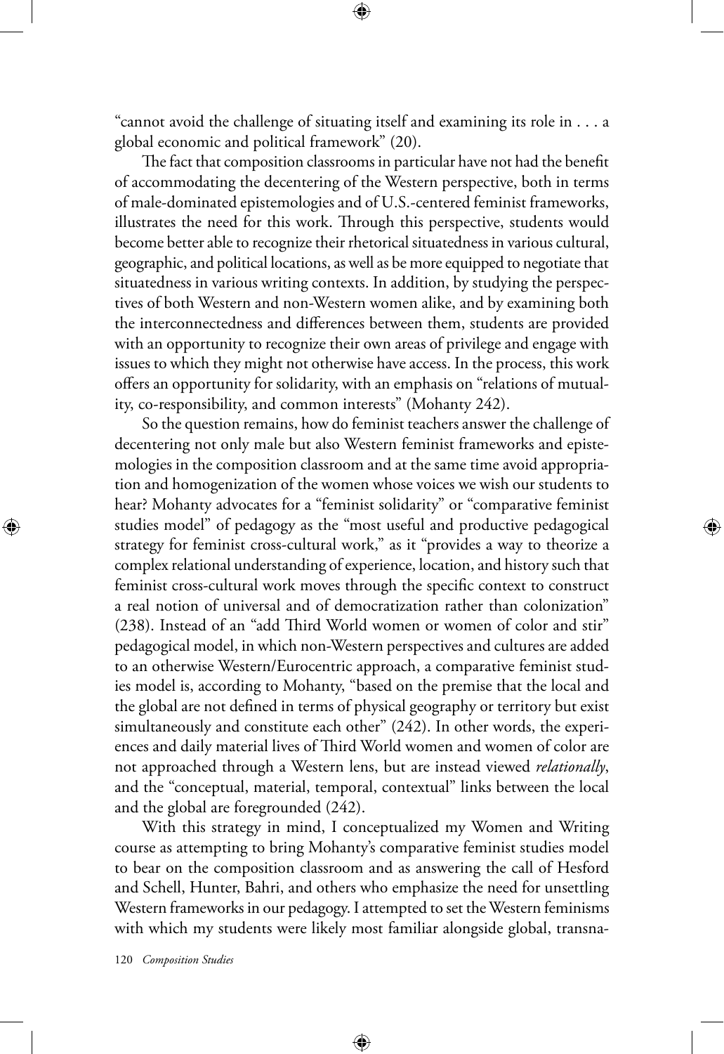"cannot avoid the challenge of situating itself and examining its role in . . . a global economic and political framework" (20).

The fact that composition classrooms in particular have not had the benefit of accommodating the decentering of the Western perspective, both in terms of male-dominated epistemologies and of U.S.-centered feminist frameworks, illustrates the need for this work. Through this perspective, students would become better able to recognize their rhetorical situatedness in various cultural, geographic, and political locations, as well as be more equipped to negotiate that situatedness in various writing contexts. In addition, by studying the perspectives of both Western and non-Western women alike, and by examining both the interconnectedness and differences between them, students are provided with an opportunity to recognize their own areas of privilege and engage with issues to which they might not otherwise have access. In the process, this work offers an opportunity for solidarity, with an emphasis on "relations of mutuality, co-responsibility, and common interests" (Mohanty 242).

So the question remains, how do feminist teachers answer the challenge of decentering not only male but also Western feminist frameworks and epistemologies in the composition classroom and at the same time avoid appropriation and homogenization of the women whose voices we wish our students to hear? Mohanty advocates for a "feminist solidarity" or "comparative feminist studies model" of pedagogy as the "most useful and productive pedagogical strategy for feminist cross-cultural work," as it "provides a way to theorize a complex relational understanding of experience, location, and history such that feminist cross-cultural work moves through the specific context to construct a real notion of universal and of democratization rather than colonization" (238). Instead of an "add Third World women or women of color and stir" pedagogical model, in which non-Western perspectives and cultures are added to an otherwise Western/Eurocentric approach, a comparative feminist studies model is, according to Mohanty, "based on the premise that the local and the global are not defined in terms of physical geography or territory but exist simultaneously and constitute each other" (242). In other words, the experiences and daily material lives of Third World women and women of color are not approached through a Western lens, but are instead viewed *relationally*, and the "conceptual, material, temporal, contextual" links between the local and the global are foregrounded (242).

With this strategy in mind, I conceptualized my Women and Writing course as attempting to bring Mohanty's comparative feminist studies model to bear on the composition classroom and as answering the call of Hesford and Schell, Hunter, Bahri, and others who emphasize the need for unsettling Western frameworks in our pedagogy. I attempted to set the Western feminisms with which my students were likely most familiar alongside global, transna-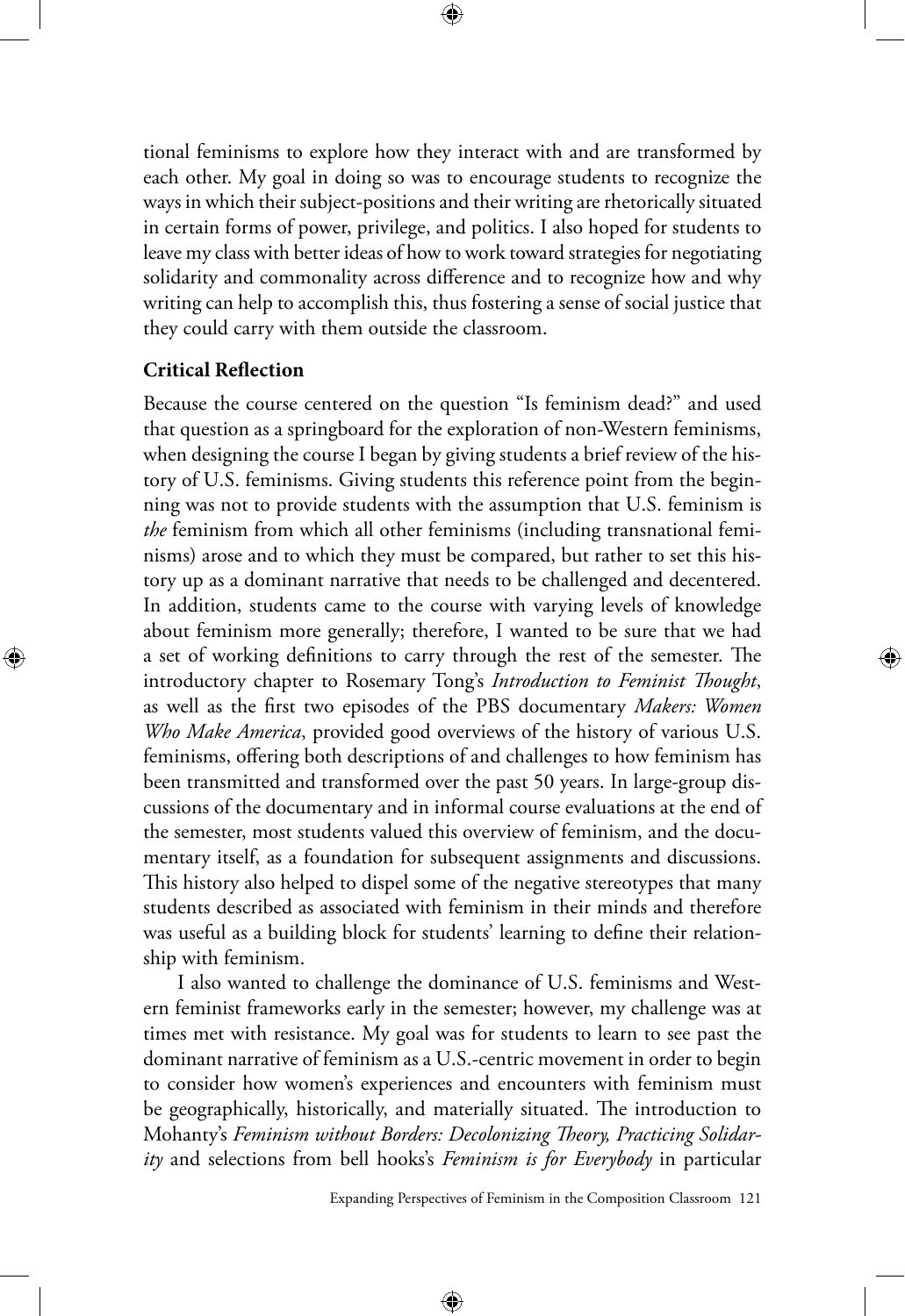tional feminisms to explore how they interact with and are transformed by each other. My goal in doing so was to encourage students to recognize the ways in which their subject-positions and their writing are rhetorically situated in certain forms of power, privilege, and politics. I also hoped for students to leave my class with better ideas of how to work toward strategies for negotiating solidarity and commonality across difference and to recognize how and why writing can help to accomplish this, thus fostering a sense of social justice that they could carry with them outside the classroom.

**Critical Reflection**

Because the course centered on the question "Is feminism dead?" and used that question as a springboard for the exploration of non-Western feminisms, when designing the course I began by giving students a brief review of the history of U.S. feminisms. Giving students this reference point from the beginning was not to provide students with the assumption that U.S. feminism is *the* feminism from which all other feminisms (including transnational feminisms) arose and to which they must be compared, but rather to set this history up as a dominant narrative that needs to be challenged and decentered. In addition, students came to the course with varying levels of knowledge about feminism more generally; therefore, I wanted to be sure that we had a set of working definitions to carry through the rest of the semester. The introductory chapter to Rosemary Tong's *Introduction to Feminist Thought*, as well as the first two episodes of the PBS documentary *Makers: Women Who Make America*, provided good overviews of the history of various U.S. feminisms, offering both descriptions of and challenges to how feminism has been transmitted and transformed over the past 50 years. In large-group discussions of the documentary and in informal course evaluations at the end of the semester, most students valued this overview of feminism, and the documentary itself, as a foundation for subsequent assignments and discussions. This history also helped to dispel some of the negative stereotypes that many students described as associated with feminism in their minds and therefore was useful as a building block for students' learning to define their relationship with feminism.

I also wanted to challenge the dominance of U.S. feminisms and Western feminist frameworks early in the semester; however, my challenge was at times met with resistance. My goal was for students to learn to see past the dominant narrative of feminism as a U.S.-centric movement in order to begin to consider how women's experiences and encounters with feminism must be geographically, historically, and materially situated. The introduction to Mohanty's *Feminism without Borders: Decolonizing Theory, Practicing Solidarity* and selections from bell hooks's *Feminism is for Everybody* in particular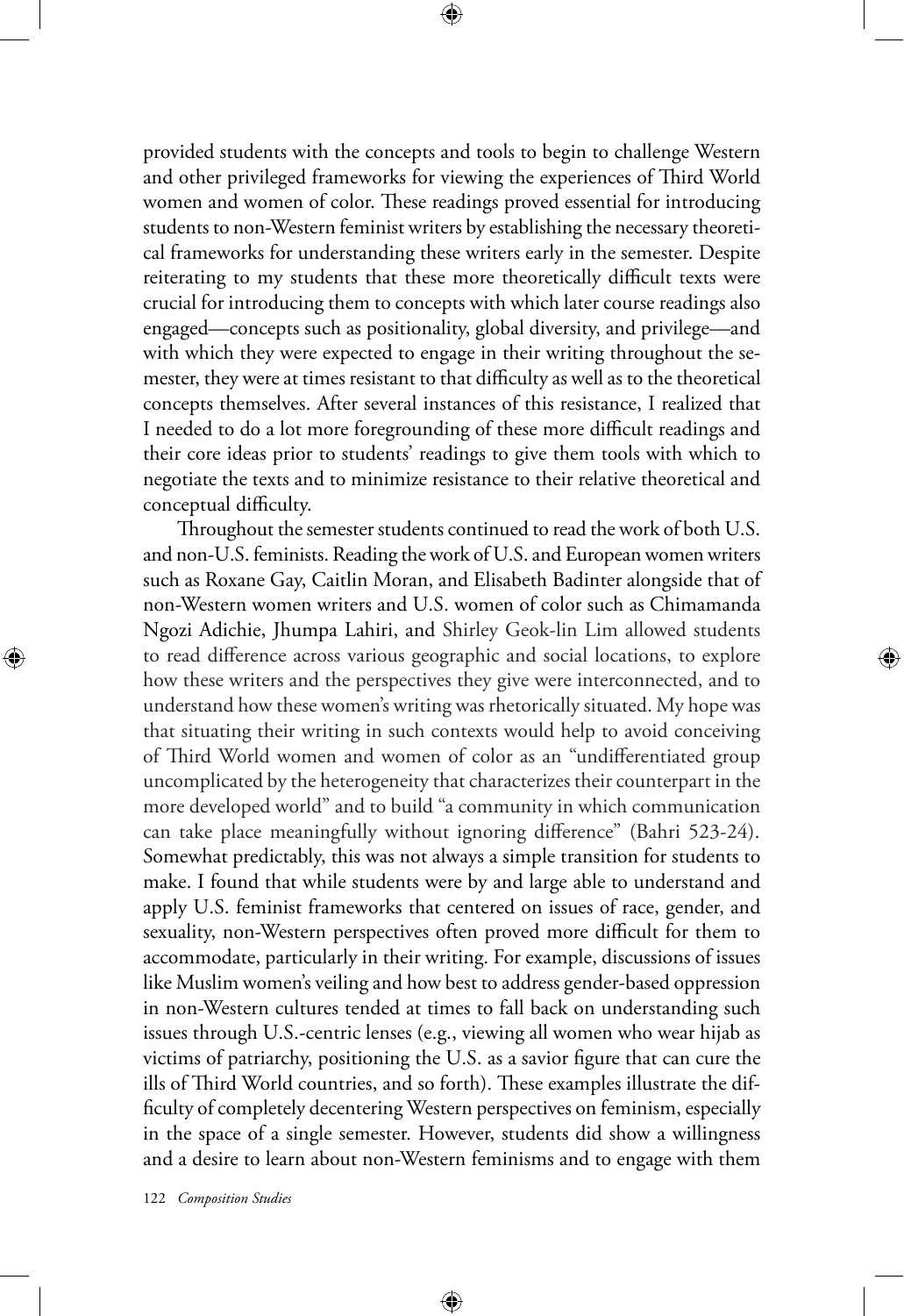provided students with the concepts and tools to begin to challenge Western and other privileged frameworks for viewing the experiences of Third World women and women of color. These readings proved essential for introducing students to non-Western feminist writers by establishing the necessary theoretical frameworks for understanding these writers early in the semester. Despite reiterating to my students that these more theoretically difficult texts were crucial for introducing them to concepts with which later course readings also engaged—concepts such as positionality, global diversity, and privilege—and with which they were expected to engage in their writing throughout the semester, they were at times resistant to that difficulty as well as to the theoretical concepts themselves. After several instances of this resistance, I realized that I needed to do a lot more foregrounding of these more difficult readings and their core ideas prior to students' readings to give them tools with which to negotiate the texts and to minimize resistance to their relative theoretical and conceptual difficulty.

Throughout the semester students continued to read the work of both U.S. and non-U.S. feminists. Reading the work of U.S. and European women writers such as Roxane Gay, Caitlin Moran, and Elisabeth Badinter alongside that of non-Western women writers and U.S. women of color such as Chimamanda Ngozi Adichie, Jhumpa Lahiri, and Shirley Geok-lin Lim allowed students to read difference across various geographic and social locations, to explore how these writers and the perspectives they give were interconnected, and to understand how these women's writing was rhetorically situated. My hope was that situating their writing in such contexts would help to avoid conceiving of Third World women and women of color as an "undifferentiated group uncomplicated by the heterogeneity that characterizes their counterpart in the more developed world" and to build "a community in which communication can take place meaningfully without ignoring difference" (Bahri 523-24). Somewhat predictably, this was not always a simple transition for students to make. I found that while students were by and large able to understand and apply U.S. feminist frameworks that centered on issues of race, gender, and sexuality, non-Western perspectives often proved more difficult for them to accommodate, particularly in their writing. For example, discussions of issues like Muslim women's veiling and how best to address gender-based oppression in non-Western cultures tended at times to fall back on understanding such issues through U.S.-centric lenses (e.g., viewing all women who wear hijab as victims of patriarchy, positioning the U.S. as a savior figure that can cure the ills of Third World countries, and so forth). These examples illustrate the difficulty of completely decentering Western perspectives on feminism, especially in the space of a single semester. However, students did show a willingness and a desire to learn about non-Western feminisms and to engage with them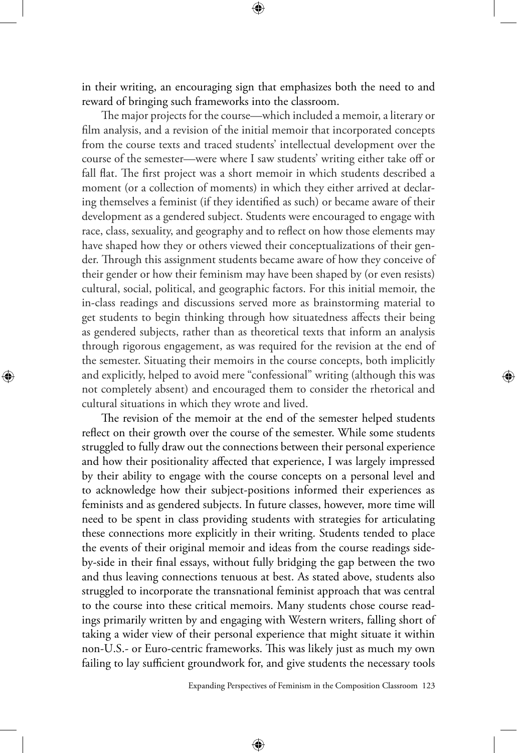in their writing, an encouraging sign that emphasizes both the need to and reward of bringing such frameworks into the classroom.

The major projects for the course—which included a memoir, a literary or film analysis, and a revision of the initial memoir that incorporated concepts from the course texts and traced students' intellectual development over the course of the semester—were where I saw students' writing either take off or fall flat. The first project was a short memoir in which students described a moment (or a collection of moments) in which they either arrived at declaring themselves a feminist (if they identified as such) or became aware of their development as a gendered subject. Students were encouraged to engage with race, class, sexuality, and geography and to reflect on how those elements may have shaped how they or others viewed their conceptualizations of their gender. Through this assignment students became aware of how they conceive of their gender or how their feminism may have been shaped by (or even resists) cultural, social, political, and geographic factors. For this initial memoir, the in-class readings and discussions served more as brainstorming material to get students to begin thinking through how situatedness affects their being as gendered subjects, rather than as theoretical texts that inform an analysis through rigorous engagement, as was required for the revision at the end of the semester. Situating their memoirs in the course concepts, both implicitly and explicitly, helped to avoid mere "confessional" writing (although this was not completely absent) and encouraged them to consider the rhetorical and cultural situations in which they wrote and lived.

The revision of the memoir at the end of the semester helped students reflect on their growth over the course of the semester. While some students struggled to fully draw out the connections between their personal experience and how their positionality affected that experience, I was largely impressed by their ability to engage with the course concepts on a personal level and to acknowledge how their subject-positions informed their experiences as feminists and as gendered subjects. In future classes, however, more time will need to be spent in class providing students with strategies for articulating these connections more explicitly in their writing. Students tended to place the events of their original memoir and ideas from the course readings side-by-side in their final essays, without fully bridging the gap between the two and thus leaving connections tenuous at best. As stated above, students also struggled to incorporate the transnational feminist approach that was central to the course into these critical memoirs. Many students chose course readings primarily written by and engaging with Western writers, falling short of taking a wider view of their personal experience that might situate it within non-U.S.- or Euro-centric frameworks. This was likely just as much my own failing to lay sufficient groundwork for, and give students the necessary tools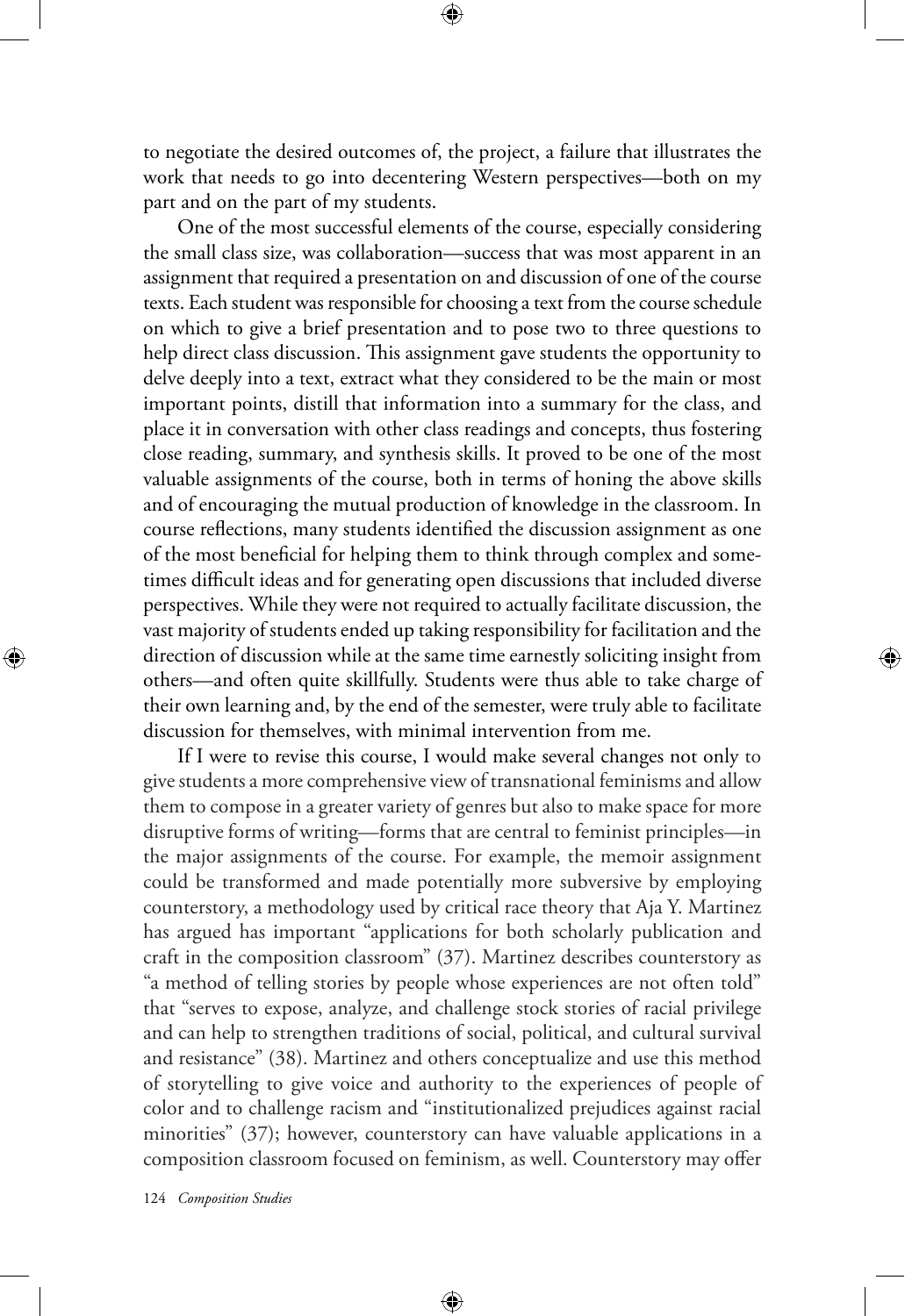to negotiate the desired outcomes of, the project, a failure that illustrates the work that needs to go into decentering Western perspectives—both on my part and on the part of my students.

One of the most successful elements of the course, especially considering the small class size, was collaboration—success that was most apparent in an assignment that required a presentation on and discussion of one of the course texts. Each student was responsible for choosing a text from the course schedule on which to give a brief presentation and to pose two to three questions to help direct class discussion. This assignment gave students the opportunity to delve deeply into a text, extract what they considered to be the main or most important points, distill that information into a summary for the class, and place it in conversation with other class readings and concepts, thus fostering close reading, summary, and synthesis skills. It proved to be one of the most valuable assignments of the course, both in terms of honing the above skills and of encouraging the mutual production of knowledge in the classroom. In course reflections, many students identified the discussion assignment as one of the most beneficial for helping them to think through complex and sometimes difficult ideas and for generating open discussions that included diverse perspectives. While they were not required to actually facilitate discussion, the vast majority of students ended up taking responsibility for facilitation and the direction of discussion while at the same time earnestly soliciting insight from others—and often quite skillfully. Students were thus able to take charge of their own learning and, by the end of the semester, were truly able to facilitate discussion for themselves, with minimal intervention from me.

If I were to revise this course, I would make several changes not only to give students a more comprehensive view of transnational feminisms and allow them to compose in a greater variety of genres but also to make space for more disruptive forms of writing—forms that are central to feminist principles—in the major assignments of the course. For example, the memoir assignment could be transformed and made potentially more subversive by employing counterstory, a methodology used by critical race theory that Aja Y. Martinez has argued has important "applications for both scholarly publication and craft in the composition classroom" (37). Martinez describes counterstory as "a method of telling stories by people whose experiences are not often told" that "serves to expose, analyze, and challenge stock stories of racial privilege and can help to strengthen traditions of social, political, and cultural survival and resistance" (38). Martinez and others conceptualize and use this method of storytelling to give voice and authority to the experiences of people of color and to challenge racism and "institutionalized prejudices against racial minorities" (37); however, counterstory can have valuable applications in a composition classroom focused on feminism, as well. Counterstory may offer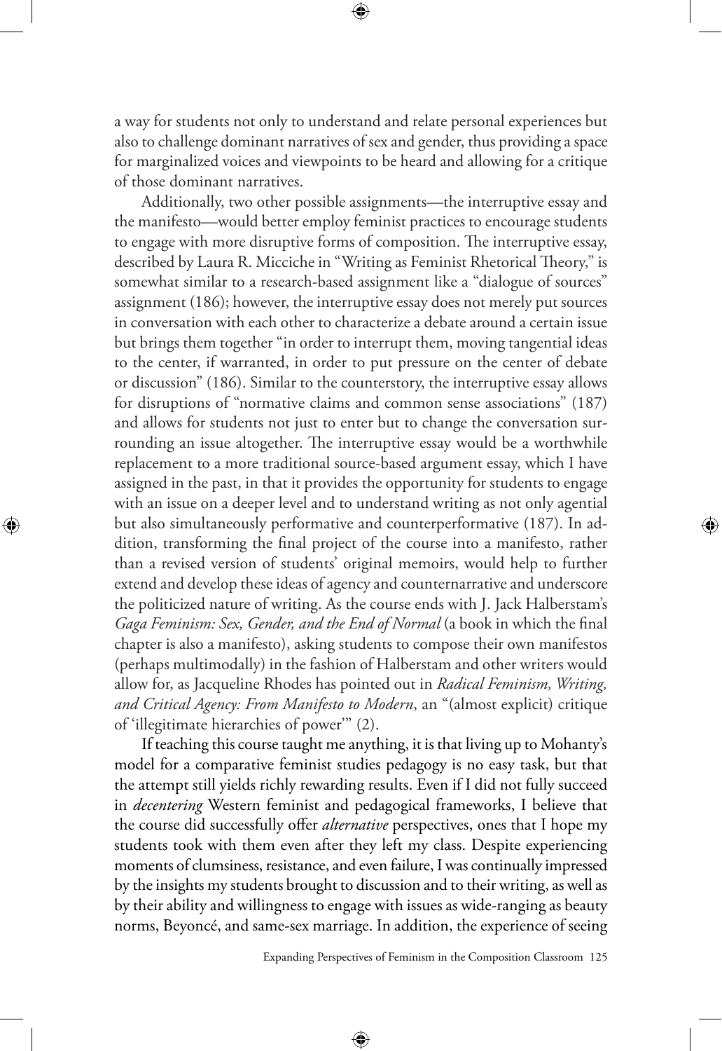a way for students not only to understand and relate personal experiences but also to challenge dominant narratives of sex and gender, thus providing a space for marginalized voices and viewpoints to be heard and allowing for a critique of those dominant narratives.

Additionally, two other possible assignments—the interruptive essay and the manifesto—would better employ feminist practices to encourage students to engage with more disruptive forms of composition. The interruptive essay, described by Laura R. Micciche in "Writing as Feminist Rhetorical Theory," is somewhat similar to a research-based assignment like a "dialogue of sources" assignment (186); however, the interruptive essay does not merely put sources in conversation with each other to characterize a debate around a certain issue but brings them together "in order to interrupt them, moving tangential ideas to the center, if warranted, in order to put pressure on the center of debate or discussion" (186). Similar to the counterstory, the interruptive essay allows for disruptions of "normative claims and common sense associations" (187) and allows for students not just to enter but to change the conversation surrounding an issue altogether. The interruptive essay would be a worthwhile replacement to a more traditional source-based argument essay, which I have assigned in the past, in that it provides the opportunity for students to engage with an issue on a deeper level and to understand writing as not only agential but also simultaneously performative and counterperformative (187). In addition, transforming the final project of the course into a manifesto, rather than a revised version of students' original memoirs, would help to further extend and develop these ideas of agency and counternarrative and underscore the politicized nature of writing. As the course ends with J. Jack Halberstam's *Gaga Feminism: Sex, Gender, and the End of Normal* (a book in which the final chapter is also a manifesto), asking students to compose their own manifestos (perhaps multimodally) in the fashion of Halberstam and other writers would allow for, as Jacqueline Rhodes has pointed out in *Radical Feminism, Writing, and Critical Agency: From Manifesto to Modern*, an "(almost explicit) critique of 'illegitimate hierarchies of power'" (2).

If teaching this course taught me anything, it is that living up to Mohanty's model for a comparative feminist studies pedagogy is no easy task, but that the attempt still yields richly rewarding results. Even if I did not fully succeed in *decentering* Western feminist and pedagogical frameworks, I believe that the course did successfully offer *alternative* perspectives, ones that I hope my students took with them even after they left my class. Despite experiencing moments of clumsiness, resistance, and even failure, I was continually impressed by the insights my students brought to discussion and to their writing, as well as by their ability and willingness to engage with issues as wide-ranging as beauty norms, Beyoncé, and same-sex marriage. In addition, the experience of seeing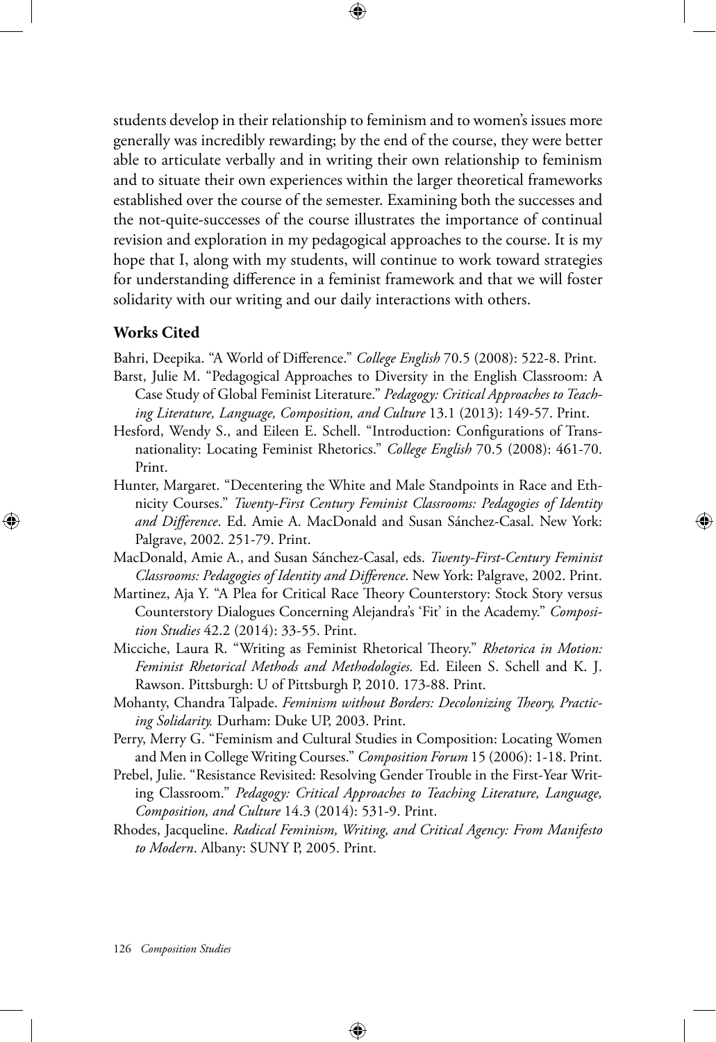students develop in their relationship to feminism and to women's issues more generally was incredibly rewarding; by the end of the course, they were better able to articulate verbally and in writing their own relationship to feminism and to situate their own experiences within the larger theoretical frameworks established over the course of the semester. Examining both the successes and the not-quite-successes of the course illustrates the importance of continual revision and exploration in my pedagogical approaches to the course. It is my hope that I, along with my students, will continue to work toward strategies for understanding difference in a feminist framework and that we will foster solidarity with our writing and our daily interactions with others.

### Works Cited

Bahri, Deepika. "A World of Difference." *College English* 70.5 (2008): 522-8. Print.

Barst, Julie M. "Pedagogical Approaches to Diversity in the English Classroom: A Case Study of Global Feminist Literature." *Pedagogy: Critical Approaches to Teaching Literature, Language, Composition, and Culture* 13.1 (2013): 149-57. Print.

Hesford, Wendy S., and Eileen E. Schell. "Introduction: Configurations of Transnationality: Locating Feminist Rhetorics." *College English* 70.5 (2008): 461-70. Print.

Hunter, Margaret. "Decentering the White and Male Standpoints in Race and Ethnicity Courses." *Twenty-First Century Feminist Classrooms: Pedagogies of Identity and Difference*. Ed. Amie A. MacDonald and Susan Sánchez-Casal. New York: Palgrave, 2002. 251-79. Print.

MacDonald, Amie A., and Susan Sánchez-Casal, eds. *Twenty-First-Century Feminist Classrooms: Pedagogies of Identity and Difference*. New York: Palgrave, 2002. Print.

Martinez, Aja Y. "A Plea for Critical Race Theory Counterstory: Stock Story versus Counterstory Dialogues Concerning Alejandra's 'Fit' in the Academy." *Composition Studies* 42.2 (2014): 33-55. Print.

Micciche, Laura R. "Writing as Feminist Rhetorical Theory." *Rhetorica in Motion: Feminist Rhetorical Methods and Methodologies.* Ed. Eileen S. Schell and K. J. Rawson. Pittsburgh: U of Pittsburgh P, 2010. 173-88. Print.

Mohanty, Chandra Talpade. *Feminism without Borders: Decolonizing Theory, Practicing Solidarity.* Durham: Duke UP, 2003. Print.

Perry, Merry G. "Feminism and Cultural Studies in Composition: Locating Women and Men in College Writing Courses." *Composition Forum* 15 (2006): 1-18. Print.

Prebel, Julie. "Resistance Revisited: Resolving Gender Trouble in the First-Year Writing Classroom." *Pedagogy: Critical Approaches to Teaching Literature, Language, Composition, and Culture* 14.3 (2014): 531-9. Print.

Rhodes, Jacqueline. *Radical Feminism, Writing, and Critical Agency: From Manifesto to Modern*. Albany: SUNY P, 2005. Print.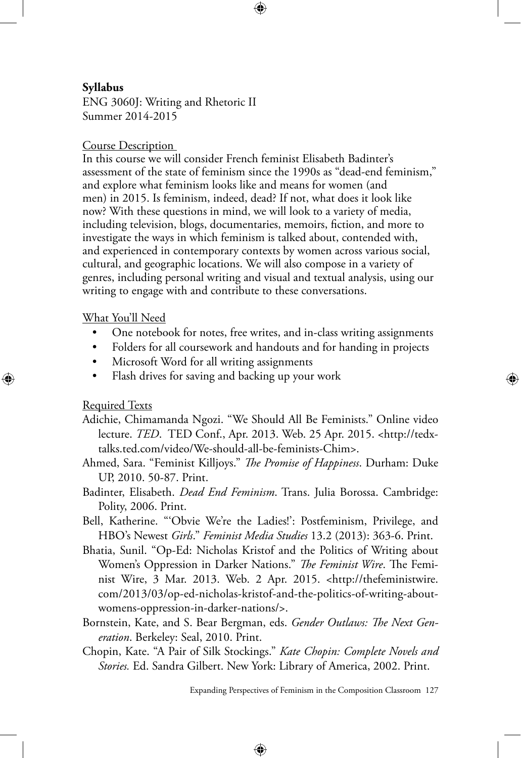**Syllabus**

ENG 3060J: Writing and Rhetoric II

Summer 2014-2015

Course Description

In this course we will consider French feminist Elisabeth Badinter's assessment of the state of feminism since the 1990s as "dead-end feminism," and explore what feminism looks like and means for women (and men) in 2015. Is feminism, indeed, dead? If not, what does it look like now? With these questions in mind, we will look to a variety of media, including television, blogs, documentaries, memoirs, fiction, and more to investigate the ways in which feminism is talked about, contended with, and experienced in contemporary contexts by women across various social, cultural, and geographic locations. We will also compose in a variety of genres, including personal writing and visual and textual analysis, using our writing to engage with and contribute to these conversations.

What You'll Need

- One notebook for notes, free writes, and in-class writing assignments
- Folders for all coursework and handouts and for handing in projects
- Microsoft Word for all writing assignments
- Flash drives for saving and backing up your work

Required Texts

Adichie, Chimamanda Ngozi. "We Should All Be Feminists." Online video lecture. *TED*. TED Conf., Apr. 2013. Web. 25 Apr. 2015. <http://tedxtalks.ted.com/video/We-should-all-be-feminists-Chim>.

Ahmed, Sara. "Feminist Killjoys." *The Promise of Happiness*. Durham: Duke UP, 2010. 50-87. Print.

Badinter, Elisabeth. *Dead End Feminism*. Trans. Julia Borossa. Cambridge: Polity, 2006. Print.

Bell, Katherine. "'Obvie We're the Ladies!': Postfeminism, Privilege, and HBO's Newest *Girls*." *Feminist Media Studies* 13.2 (2013): 363-6. Print.

Bhatia, Sunil. "Op-Ed: Nicholas Kristof and the Politics of Writing about Women's Oppression in Darker Nations." *The Feminist Wire*. The Feminist Wire, 3 Mar. 2013. Web. 2 Apr. 2015. <http://thefeministwire.com/2013/03/op-ed-nicholas-kristof-and-the-politics-of-writing-about-womens-oppression-in-darker-nations/>.

Bornstein, Kate, and S. Bear Bergman, eds. *Gender Outlaws: The Next Generation*. Berkeley: Seal, 2010. Print.

Chopin, Kate. "A Pair of Silk Stockings." *Kate Chopin: Complete Novels and Stories.* Ed. Sandra Gilbert. New York: Library of America, 2002. Print.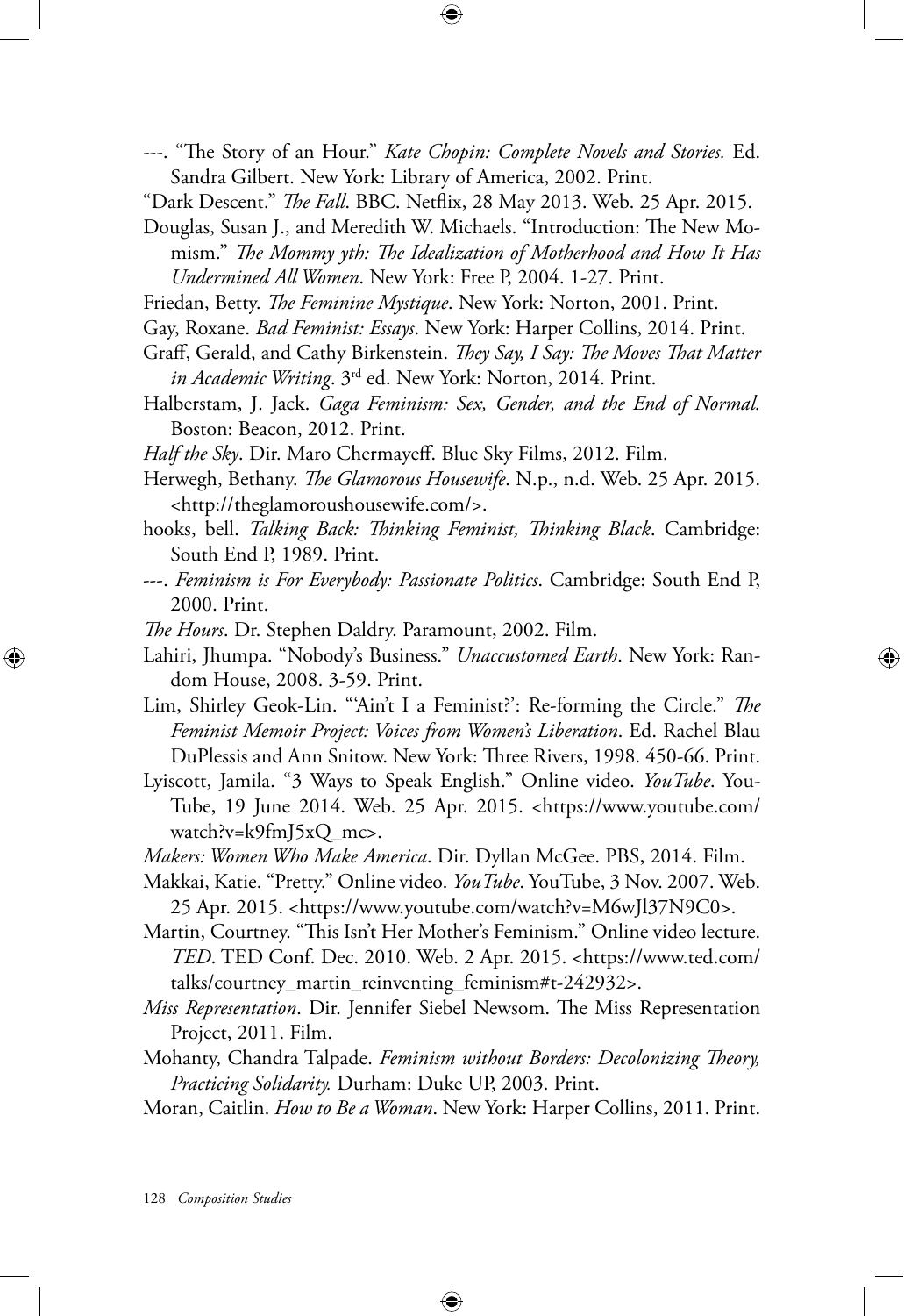---. "The Story of an Hour." *Kate Chopin: Complete Novels and Stories.* Ed. Sandra Gilbert. New York: Library of America, 2002. Print.

"Dark Descent." *The Fall*. BBC. Netflix, 28 May 2013. Web. 25 Apr. 2015.

Douglas, Susan J., and Meredith W. Michaels. "Introduction: The New Momism." *The Mommy yth: The Idealization of Motherhood and How It Has Undermined All Women*. New York: Free P, 2004. 1-27. Print.

Friedan, Betty. *The Feminine Mystique*. New York: Norton, 2001. Print.

Gay, Roxane. *Bad Feminist: Essays*. New York: Harper Collins, 2014. Print.

Graff, Gerald, and Cathy Birkenstein. *They Say, I Say: The Moves That Matter in Academic Writing*. 3rd ed. New York: Norton, 2014. Print.

Halberstam, J. Jack. *Gaga Feminism: Sex, Gender, and the End of Normal.* Boston: Beacon, 2012. Print.

*Half the Sky*. Dir. Maro Chermayeff. Blue Sky Films, 2012. Film.

Herwegh, Bethany. *The Glamorous Housewife*. N.p., n.d. Web. 25 Apr. 2015. <http://theglamoroushousewife.com/>.

hooks, bell. *Talking Back: Thinking Feminist, Thinking Black*. Cambridge: South End P, 1989. Print.

---. *Feminism is For Everybody: Passionate Politics*. Cambridge: South End P, 2000. Print.

*The Hours*. Dr. Stephen Daldry. Paramount, 2002. Film.

Lahiri, Jhumpa. "Nobody's Business." *Unaccustomed Earth*. New York: Random House, 2008. 3-59. Print.

Lim, Shirley Geok-Lin. "'Ain't I a Feminist?': Re-forming the Circle." *The Feminist Memoir Project: Voices from Women's Liberation*. Ed. Rachel Blau DuPlessis and Ann Snitow. New York: Three Rivers, 1998. 450-66. Print.

Lyiscott, Jamila. "3 Ways to Speak English." Online video. *YouTube*. YouTube, 19 June 2014. Web. 25 Apr. 2015. <https://www.youtube.com/watch?v=k9fmJ5xQ_mc>.

*Makers: Women Who Make America*. Dir. Dyllan McGee. PBS, 2014. Film.

Makkai, Katie. "Pretty." Online video. *YouTube*. YouTube, 3 Nov. 2007. Web. 25 Apr. 2015. <https://www.youtube.com/watch?v=M6wJl37N9C0>.

Martin, Courtney. "This Isn't Her Mother's Feminism." Online video lecture. *TED*. TED Conf. Dec. 2010. Web. 2 Apr. 2015. <https://www.ted.com/talks/courtney_martin_reinventing_feminism#t-242932>.

*Miss Representation*. Dir. Jennifer Siebel Newsom. The Miss Representation Project, 2011. Film.

Mohanty, Chandra Talpade. *Feminism without Borders: Decolonizing Theory, Practicing Solidarity.* Durham: Duke UP, 2003. Print.

Moran, Caitlin. *How to Be a Woman*. New York: Harper Collins, 2011. Print.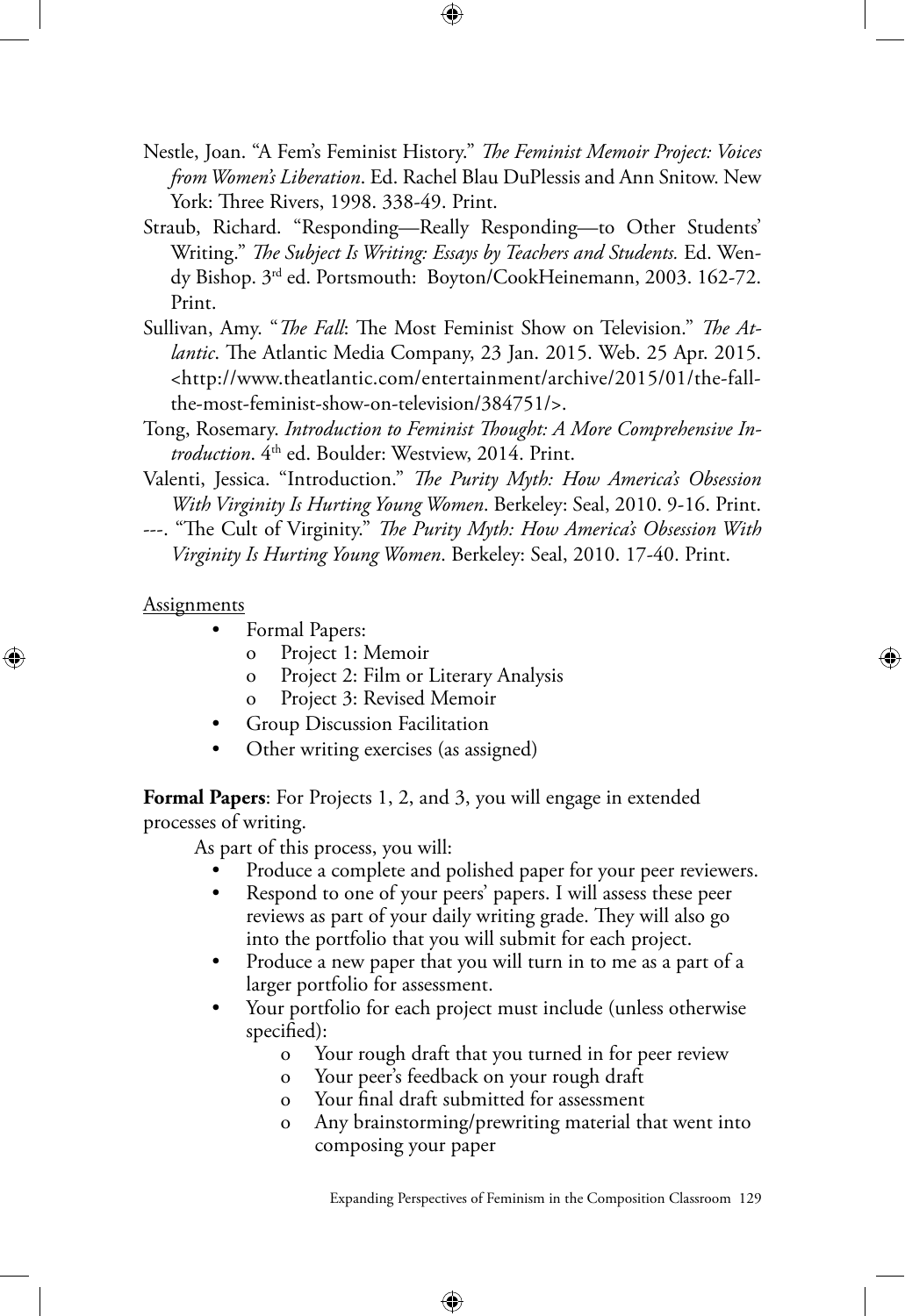Nestle, Joan. "A Fem's Feminist History." *The Feminist Memoir Project: Voices from Women's Liberation*. Ed. Rachel Blau DuPlessis and Ann Snitow. New York: Three Rivers, 1998. 338-49. Print.

Straub, Richard. "Responding—Really Responding—to Other Students' Writing." *The Subject Is Writing: Essays by Teachers and Students.* Ed. Wendy Bishop. 3rd ed. Portsmouth: Boyton/CookHeinemann, 2003. 162-72. Print.

Sullivan, Amy. "*The Fall*: The Most Feminist Show on Television." *The Atlantic*. The Atlantic Media Company, 23 Jan. 2015. Web. 25 Apr. 2015. <http://www.theatlantic.com/entertainment/archive/2015/01/the-fall-the-most-feminist-show-on-television/384751/>.

Tong, Rosemary. *Introduction to Feminist Thought: A More Comprehensive Introduction*. 4th ed. Boulder: Westview, 2014. Print.

Valenti, Jessica. "Introduction." *The Purity Myth: How America's Obsession With Virginity Is Hurting Young Women*. Berkeley: Seal, 2010. 9-16. Print.

---. "The Cult of Virginity." *The Purity Myth: How America's Obsession With Virginity Is Hurting Young Women*. Berkeley: Seal, 2010. 17-40. Print.

Assignments

- Formal Papers:
  - Project 1: Memoir
  - Project 2: Film or Literary Analysis
  - Project 3: Revised Memoir
- Group Discussion Facilitation
- Other writing exercises (as assigned)

**Formal Papers**: For Projects 1, 2, and 3, you will engage in extended processes of writing.

As part of this process, you will:

- Produce a complete and polished paper for your peer reviewers.
- Respond to one of your peers' papers. I will assess these peer reviews as part of your daily writing grade. They will also go into the portfolio that you will submit for each project.
- Produce a new paper that you will turn in to me as a part of a larger portfolio for assessment.
- Your portfolio for each project must include (unless otherwise specified):
  - Your rough draft that you turned in for peer review
  - Your peer's feedback on your rough draft
  - Your final draft submitted for assessment
  - Any brainstorming/prewriting material that went into composing your paper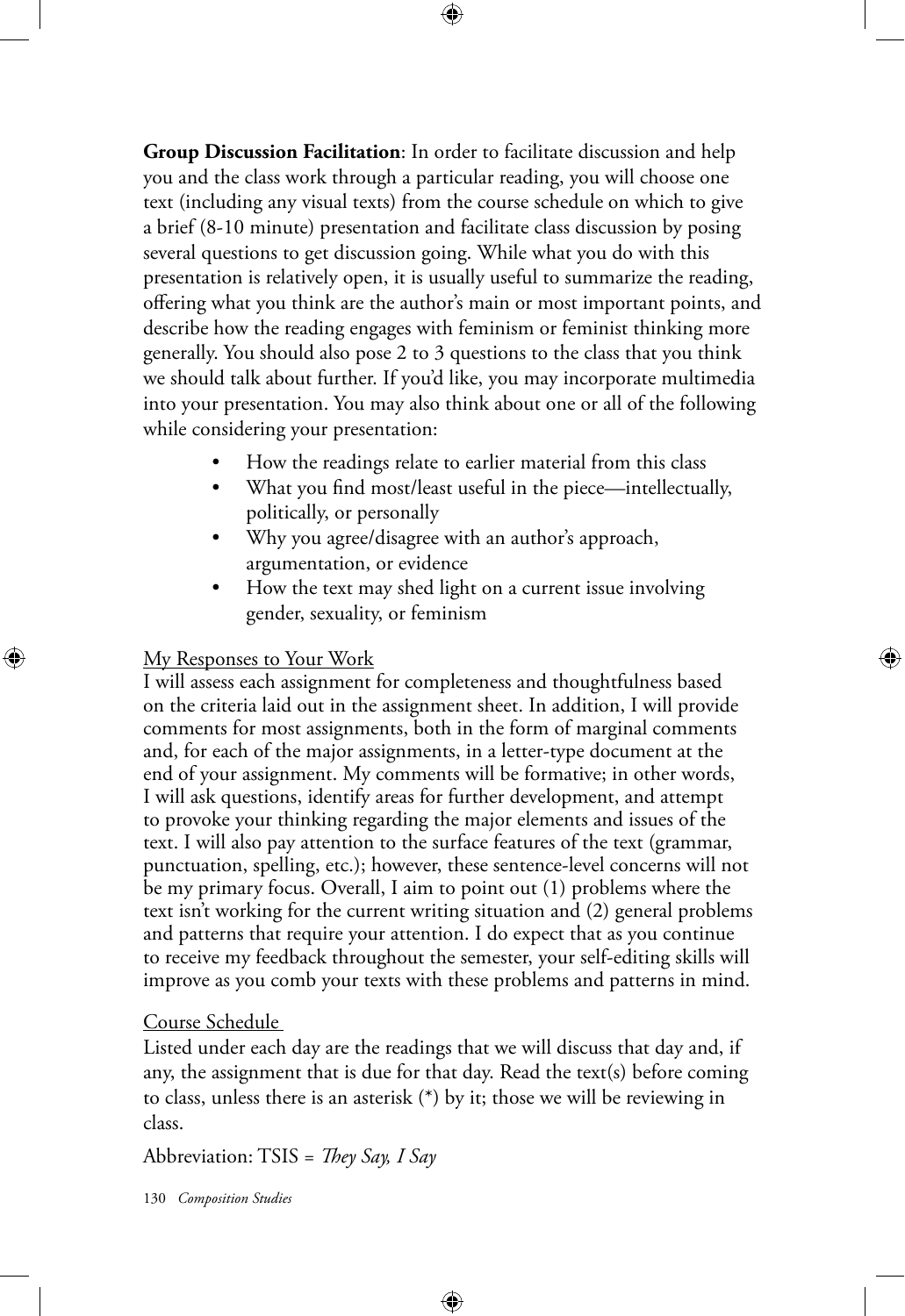**Group Discussion Facilitation**: In order to facilitate discussion and help you and the class work through a particular reading, you will choose one text (including any visual texts) from the course schedule on which to give a brief (8-10 minute) presentation and facilitate class discussion by posing several questions to get discussion going. While what you do with this presentation is relatively open, it is usually useful to summarize the reading, offering what you think are the author's main or most important points, and describe how the reading engages with feminism or feminist thinking more generally. You should also pose 2 to 3 questions to the class that you think we should talk about further. If you'd like, you may incorporate multimedia into your presentation. You may also think about one or all of the following while considering your presentation:

- How the readings relate to earlier material from this class
- What you find most/least useful in the piece—intellectually, politically, or personally
- Why you agree/disagree with an author's approach, argumentation, or evidence
- How the text may shed light on a current issue involving gender, sexuality, or feminism

<u>My Responses to Your Work</u>

I will assess each assignment for completeness and thoughtfulness based on the criteria laid out in the assignment sheet. In addition, I will provide comments for most assignments, both in the form of marginal comments and, for each of the major assignments, in a letter-type document at the end of your assignment. My comments will be formative; in other words, I will ask questions, identify areas for further development, and attempt to provoke your thinking regarding the major elements and issues of the text. I will also pay attention to the surface features of the text (grammar, punctuation, spelling, etc.); however, these sentence-level concerns will not be my primary focus. Overall, I aim to point out (1) problems where the text isn't working for the current writing situation and (2) general problems and patterns that require your attention. I do expect that as you continue to receive my feedback throughout the semester, your self-editing skills will improve as you comb your texts with these problems and patterns in mind.

<u>Course Schedule</u>

Listed under each day are the readings that we will discuss that day and, if any, the assignment that is due for that day. Read the text(s) before coming to class, unless there is an asterisk (*) by it; those we will be reviewing in class.

Abbreviation: TSIS = *They Say, I Say*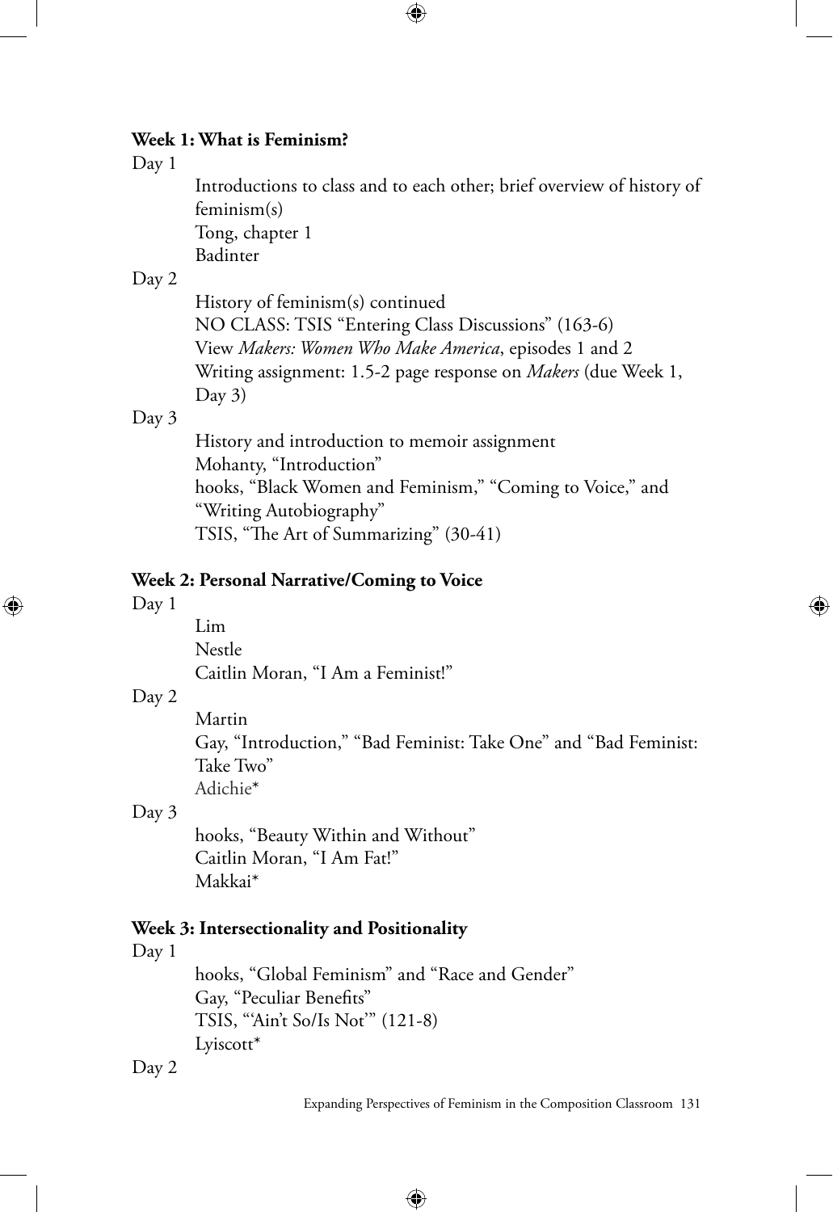**Week 1: What is Feminism?**

Day 1

Introductions to class and to each other; brief overview of history of feminism(s)
Tong, chapter 1
Badinter

Day 2

History of feminism(s) continued
NO CLASS: TSIS "Entering Class Discussions" (163-6)
View *Makers: Women Who Make America*, episodes 1 and 2
Writing assignment: 1.5-2 page response on *Makers* (due Week 1, Day 3)

Day 3

History and introduction to memoir assignment
Mohanty, "Introduction"
hooks, "Black Women and Feminism," "Coming to Voice," and "Writing Autobiography"
TSIS, "The Art of Summarizing" (30-41)

**Week 2: Personal Narrative/Coming to Voice**

Day 1

Lim
Nestle
Caitlin Moran, "I Am a Feminist!"

Day 2

Martin
Gay, "Introduction," "Bad Feminist: Take One" and "Bad Feminist: Take Two"
Adichie*

Day 3

hooks, "Beauty Within and Without"
Caitlin Moran, "I Am Fat!"
Makkai*

**Week 3: Intersectionality and Positionality**

Day 1

hooks, "Global Feminism" and "Race and Gender"
Gay, "Peculiar Benefits"
TSIS, "'Ain't So/Is Not'" (121-8)
Lyiscott*

Day 2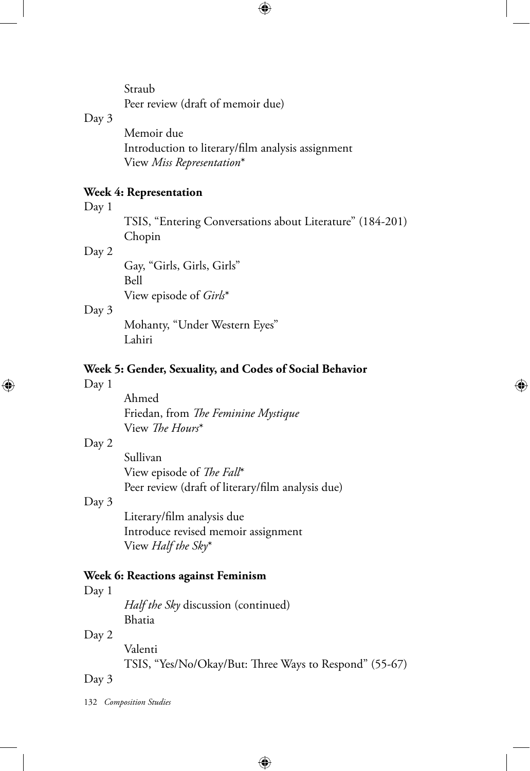Straub

Peer review (draft of memoir due)

Day 3

Memoir due

Introduction to literary/film analysis assignment

View *Miss Representation**

**Week 4: Representation**

Day 1

TSIS, "Entering Conversations about Literature" (184-201)

Chopin

Day 2

Gay, "Girls, Girls, Girls"

Bell

View episode of *Girls**

Day 3

Mohanty, "Under Western Eyes"

Lahiri

**Week 5: Gender, Sexuality, and Codes of Social Behavior**

Day 1

Ahmed

Friedan, from *The Feminine Mystique*

View *The Hours**

Day 2

Sullivan

View episode of *The Fall**

Peer review (draft of literary/film analysis due)

Day 3

Literary/film analysis due

Introduce revised memoir assignment

View *Half the Sky**

**Week 6: Reactions against Feminism**

Day 1

*Half the Sky* discussion (continued)

Bhatia

Day 2

Valenti

TSIS, "Yes/No/Okay/But: Three Ways to Respond" (55-67)

Day 3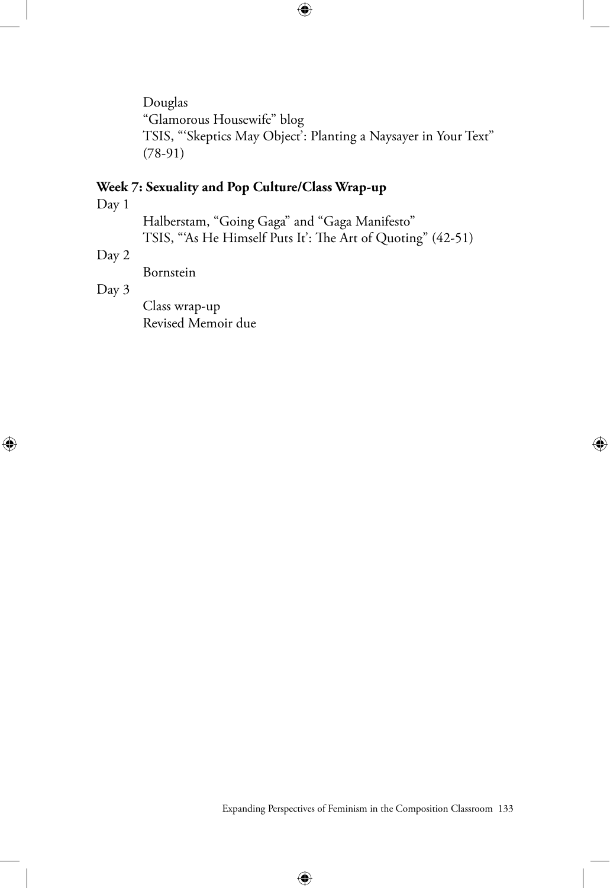Douglas
"Glamorous Housewife" blog
TSIS, "'Skeptics May Object': Planting a Naysayer in Your Text" (78-91)

**Week 7: Sexuality and Pop Culture/Class Wrap-up**

Day 1

Halberstam, "Going Gaga" and "Gaga Manifesto"
TSIS, "'As He Himself Puts It': The Art of Quoting" (42-51)

Day 2

Bornstein

Day 3

Class wrap-up
Revised Memoir due